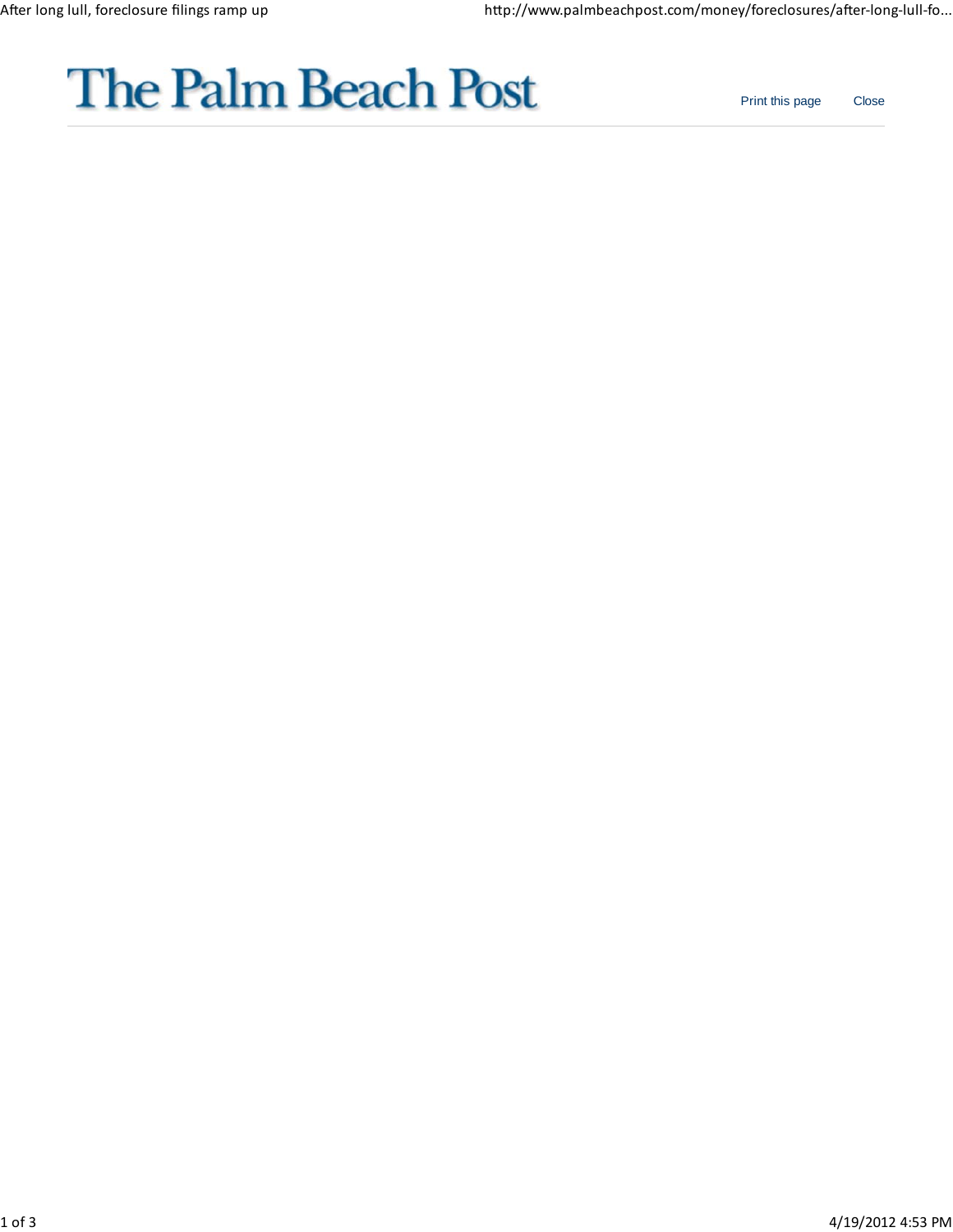# The Palm Beach Post

Print this page Close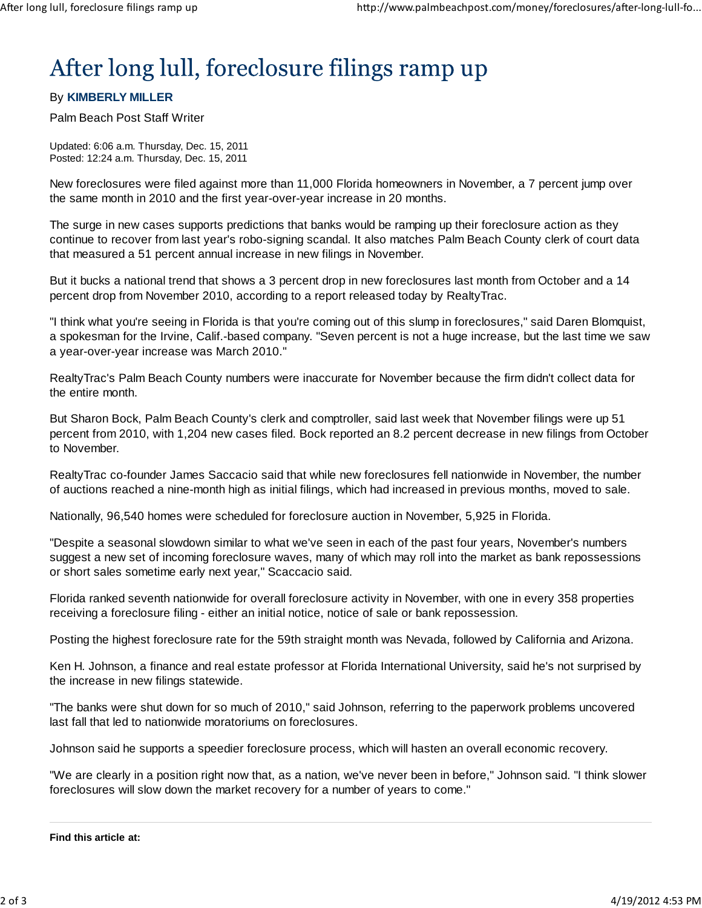# After long lull, foreclosure filings ramp up

By **KIMBERLY MILLER**

Palm Beach Post Staff Writer

Updated: 6:06 a.m. Thursday, Dec. 15, 2011
Posted: 12:24 a.m. Thursday, Dec. 15, 2011

New foreclosures were filed against more than 11,000 Florida homeowners in November, a 7 percent jump over the same month in 2010 and the first year-over-year increase in 20 months.

The surge in new cases supports predictions that banks would be ramping up their foreclosure action as they continue to recover from last year's robo-signing scandal. It also matches Palm Beach County clerk of court data that measured a 51 percent annual increase in new filings in November.

But it bucks a national trend that shows a 3 percent drop in new foreclosures last month from October and a 14 percent drop from November 2010, according to a report released today by RealtyTrac.

"I think what you're seeing in Florida is that you're coming out of this slump in foreclosures," said Daren Blomquist, a spokesman for the Irvine, Calif.-based company. "Seven percent is not a huge increase, but the last time we saw a year-over-year increase was March 2010."

RealtyTrac's Palm Beach County numbers were inaccurate for November because the firm didn't collect data for the entire month.

But Sharon Bock, Palm Beach County's clerk and comptroller, said last week that November filings were up 51 percent from 2010, with 1,204 new cases filed. Bock reported an 8.2 percent decrease in new filings from October to November.

RealtyTrac co-founder James Saccacio said that while new foreclosures fell nationwide in November, the number of auctions reached a nine-month high as initial filings, which had increased in previous months, moved to sale.

Nationally, 96,540 homes were scheduled for foreclosure auction in November, 5,925 in Florida.

"Despite a seasonal slowdown similar to what we've seen in each of the past four years, November's numbers suggest a new set of incoming foreclosure waves, many of which may roll into the market as bank repossessions or short sales sometime early next year," Scaccacio said.

Florida ranked seventh nationwide for overall foreclosure activity in November, with one in every 358 properties receiving a foreclosure filing - either an initial notice, notice of sale or bank repossession.

Posting the highest foreclosure rate for the 59th straight month was Nevada, followed by California and Arizona.

Ken H. Johnson, a finance and real estate professor at Florida International University, said he's not surprised by the increase in new filings statewide.

"The banks were shut down for so much of 2010," said Johnson, referring to the paperwork problems uncovered last fall that led to nationwide moratoriums on foreclosures.

Johnson said he supports a speedier foreclosure process, which will hasten an overall economic recovery.

"We are clearly in a position right now that, as a nation, we've never been in before," Johnson said. "I think slower foreclosures will slow down the market recovery for a number of years to come."

---

**Find this article at:**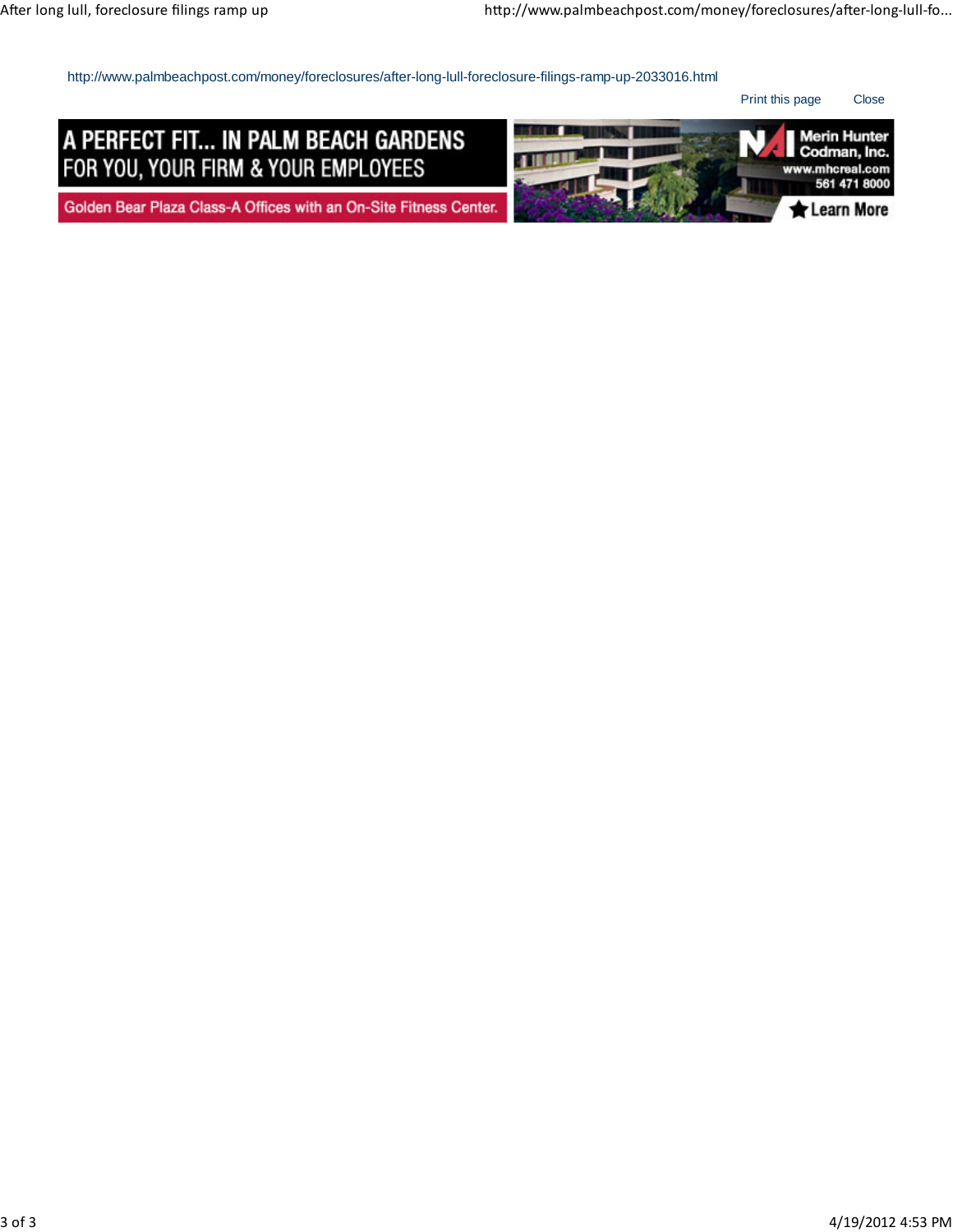http://www.palmbeachpost.com/money/foreclosures/after-long-lull-foreclosure-filings-ramp-up-2033016.html

Print this page Close

A PERFECT FIT... IN PALM BEACH GARDENS
FOR YOU, YOUR FIRM & YOUR EMPLOYEES

Golden Bear Plaza Class-A Offices with an On-Site Fitness Center.

NAI Merin Hunter Codman, Inc.
www.mhcreal.com
561 471 8000

Learn More